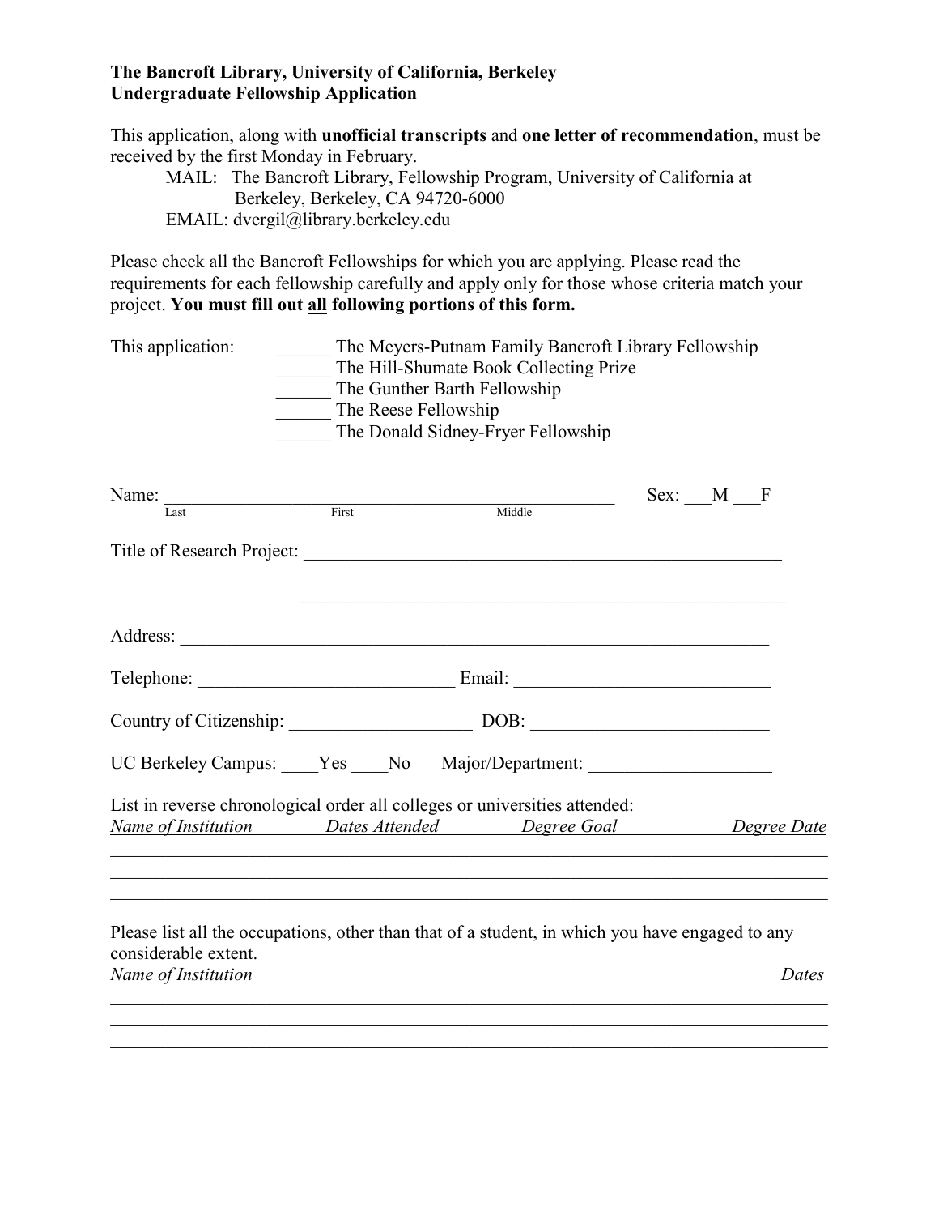**The Bancroft Library, University of California, Berkeley**
**Undergraduate Fellowship Application**

This application, along with **unofficial transcripts** and **one letter of recommendation**, must be received by the first Monday in February.

MAIL: The Bancroft Library, Fellowship Program, University of California at Berkeley, Berkeley, CA 94720-6000
EMAIL: dvergil@library.berkeley.edu

Please check all the Bancroft Fellowships for which you are applying. Please read the requirements for each fellowship carefully and apply only for those whose criteria match your project. **You must fill out all following portions of this form.**

This application:
______ The Meyers-Putnam Family Bancroft Library Fellowship
______ The Hill-Shumate Book Collecting Prize
______ The Gunther Barth Fellowship
______ The Reese Fellowship
______ The Donald Sidney-Fryer Fellowship

Name: ______________________________________________ Sex: ___M ___F
(Last / First / Middle)

Title of Research Project: ______________________________________________

______________________________________________

Address: ______________________________________________

Telephone: ___________________________ Email: ___________________________

Country of Citizenship: ___________________ DOB: ___________________________

UC Berkeley Campus: ____Yes ____No Major/Department: ___________________

List in reverse chronological order all colleges or universities attended:

*Name of Institution* *Dates Attended* *Degree Goal* *Degree Date*

______________________________________________

______________________________________________

______________________________________________

Please list all the occupations, other than that of a student, in which you have engaged to any considerable extent.

*Name of Institution* *Dates*

______________________________________________

______________________________________________

______________________________________________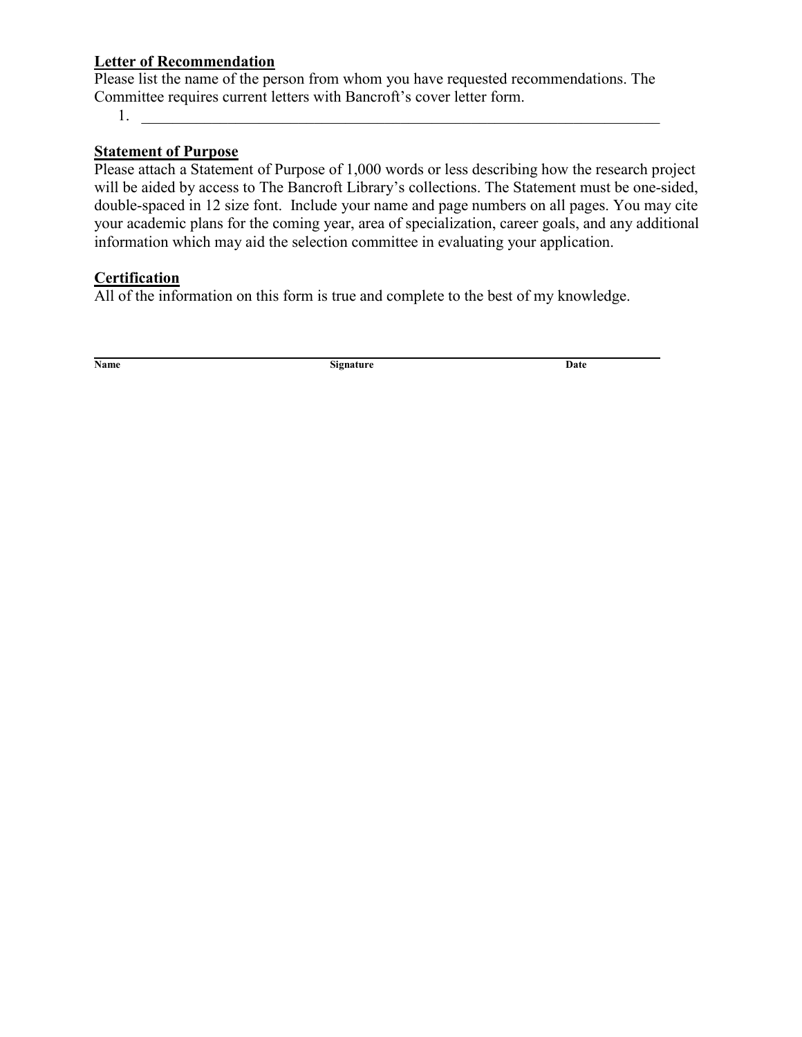**Letter of Recommendation**

Please list the name of the person from whom you have requested recommendations. The Committee requires current letters with Bancroft's cover letter form.

1. ________________________________________________________________________

**Statement of Purpose**

Please attach a Statement of Purpose of 1,000 words or less describing how the research project will be aided by access to The Bancroft Library's collections. The Statement must be one-sided, double-spaced in 12 size font. Include your name and page numbers on all pages. You may cite your academic plans for the coming year, area of specialization, career goals, and any additional information which may aid the selection committee in evaluating your application.

**Certification**

All of the information on this form is true and complete to the best of my knowledge.

________________________________________________________________________

**Name** **Signature** **Date**